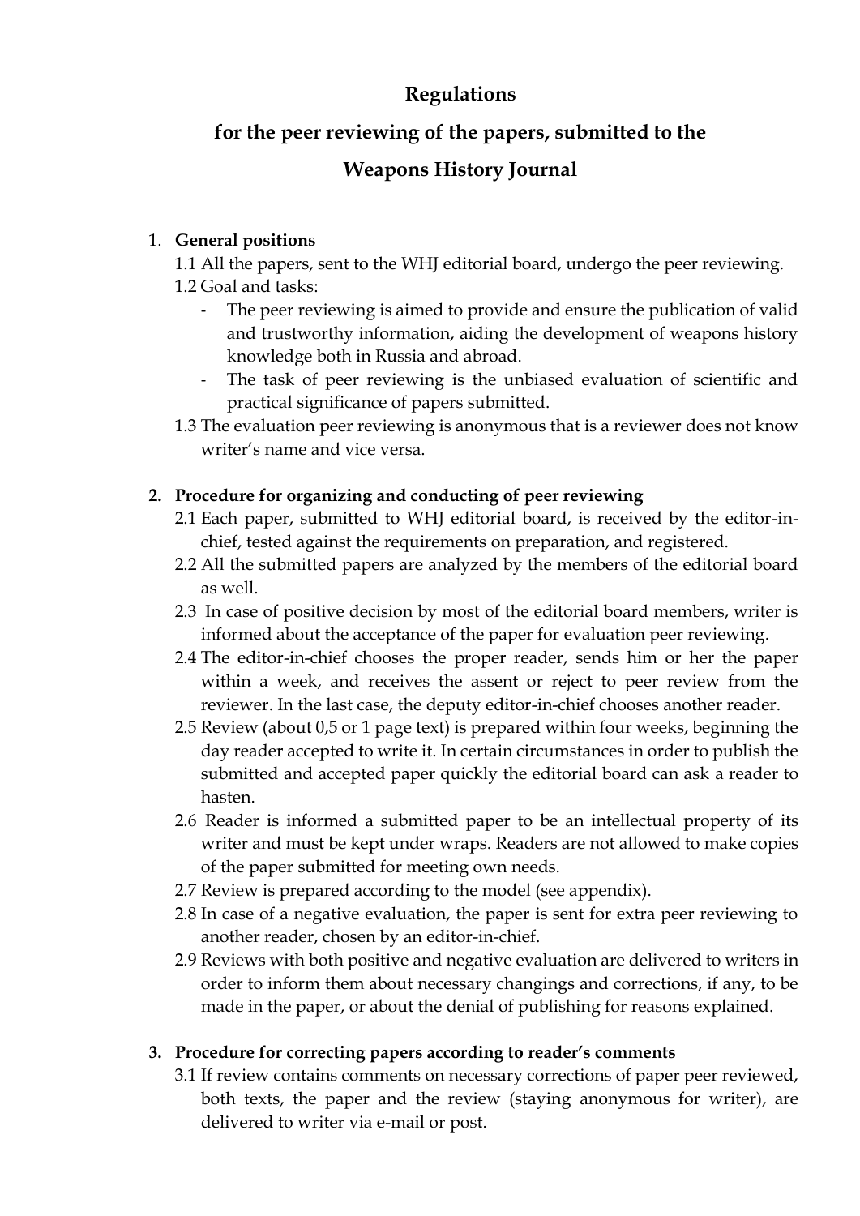# Regulations

# for the peer reviewing of the papers, submitted to the

# Weapons History Journal

1. **General positions**

   1.1 All the papers, sent to the WHJ editorial board, undergo the peer reviewing.

   1.2 Goal and tasks:

   - The peer reviewing is aimed to provide and ensure the publication of valid and trustworthy information, aiding the development of weapons history knowledge both in Russia and abroad.
   - The task of peer reviewing is the unbiased evaluation of scientific and practical significance of papers submitted.

   1.3 The evaluation peer reviewing is anonymous that is a reviewer does not know writer's name and vice versa.

2. **Procedure for organizing and conducting of peer reviewing**

   2.1 Each paper, submitted to WHJ editorial board, is received by the editor-in-chief, tested against the requirements on preparation, and registered.

   2.2 All the submitted papers are analyzed by the members of the editorial board as well.

   2.3 In case of positive decision by most of the editorial board members, writer is informed about the acceptance of the paper for evaluation peer reviewing.

   2.4 The editor-in-chief chooses the proper reader, sends him or her the paper within a week, and receives the assent or reject to peer review from the reviewer. In the last case, the deputy editor-in-chief chooses another reader.

   2.5 Review (about 0,5 or 1 page text) is prepared within four weeks, beginning the day reader accepted to write it. In certain circumstances in order to publish the submitted and accepted paper quickly the editorial board can ask a reader to hasten.

   2.6 Reader is informed a submitted paper to be an intellectual property of its writer and must be kept under wraps. Readers are not allowed to make copies of the paper submitted for meeting own needs.

   2.7 Review is prepared according to the model (see appendix).

   2.8 In case of a negative evaluation, the paper is sent for extra peer reviewing to another reader, chosen by an editor-in-chief.

   2.9 Reviews with both positive and negative evaluation are delivered to writers in order to inform them about necessary changings and corrections, if any, to be made in the paper, or about the denial of publishing for reasons explained.

3. **Procedure for correcting papers according to reader's comments**

   3.1 If review contains comments on necessary corrections of paper peer reviewed, both texts, the paper and the review (staying anonymous for writer), are delivered to writer via e-mail or post.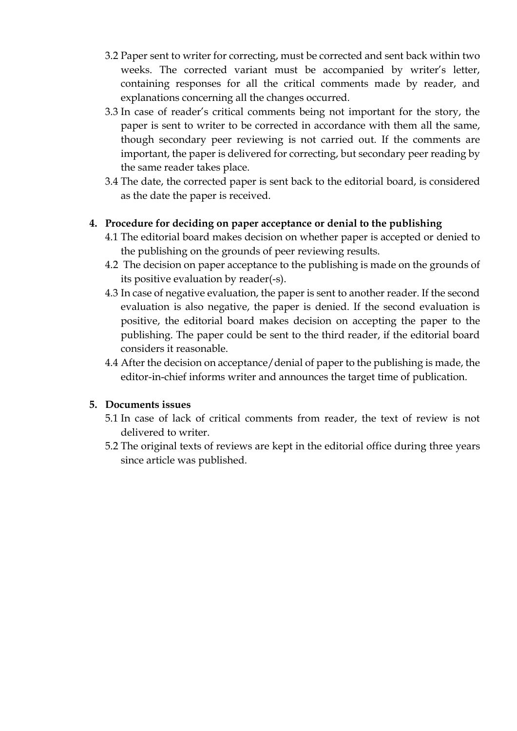3.2 Paper sent to writer for correcting, must be corrected and sent back within two weeks. The corrected variant must be accompanied by writer's letter, containing responses for all the critical comments made by reader, and explanations concerning all the changes occurred.

3.3 In case of reader's critical comments being not important for the story, the paper is sent to writer to be corrected in accordance with them all the same, though secondary peer reviewing is not carried out. If the comments are important, the paper is delivered for correcting, but secondary peer reading by the same reader takes place.

3.4 The date, the corrected paper is sent back to the editorial board, is considered as the date the paper is received.

**4. Procedure for deciding on paper acceptance or denial to the publishing**

4.1 The editorial board makes decision on whether paper is accepted or denied to the publishing on the grounds of peer reviewing results.

4.2 The decision on paper acceptance to the publishing is made on the grounds of its positive evaluation by reader(-s).

4.3 In case of negative evaluation, the paper is sent to another reader. If the second evaluation is also negative, the paper is denied. If the second evaluation is positive, the editorial board makes decision on accepting the paper to the publishing. The paper could be sent to the third reader, if the editorial board considers it reasonable.

4.4 After the decision on acceptance/denial of paper to the publishing is made, the editor-in-chief informs writer and announces the target time of publication.

**5. Documents issues**

5.1 In case of lack of critical comments from reader, the text of review is not delivered to writer.

5.2 The original texts of reviews are kept in the editorial office during three years since article was published.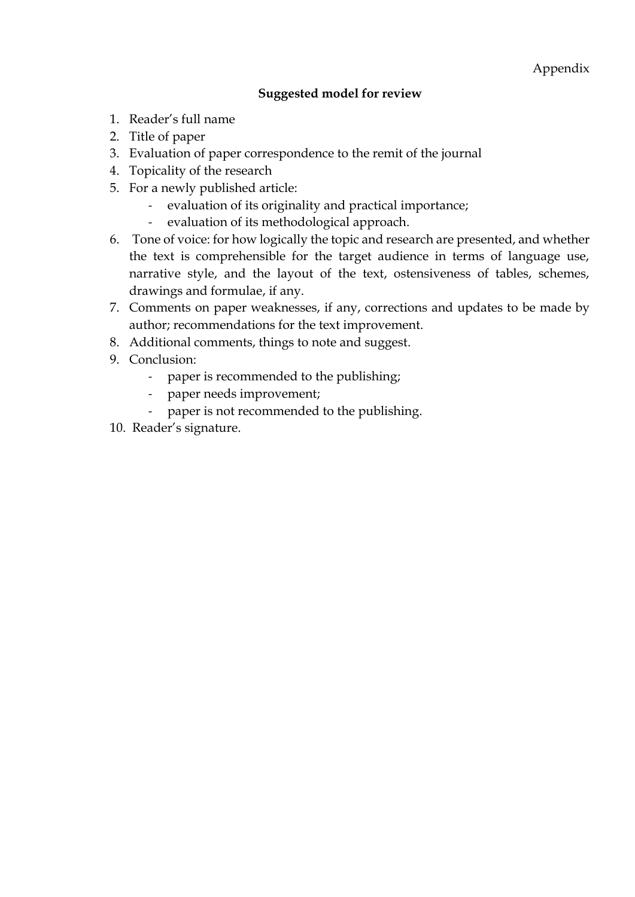Appendix

**Suggested model for review**

1. Reader's full name
2. Title of paper
3. Evaluation of paper correspondence to the remit of the journal
4. Topicality of the research
5. For a newly published article:
   - evaluation of its originality and practical importance;
   - evaluation of its methodological approach.
6. Tone of voice: for how logically the topic and research are presented, and whether the text is comprehensible for the target audience in terms of language use, narrative style, and the layout of the text, ostensiveness of tables, schemes, drawings and formulae, if any.
7. Comments on paper weaknesses, if any, corrections and updates to be made by author; recommendations for the text improvement.
8. Additional comments, things to note and suggest.
9. Conclusion:
   - paper is recommended to the publishing;
   - paper needs improvement;
   - paper is not recommended to the publishing.
10. Reader's signature.